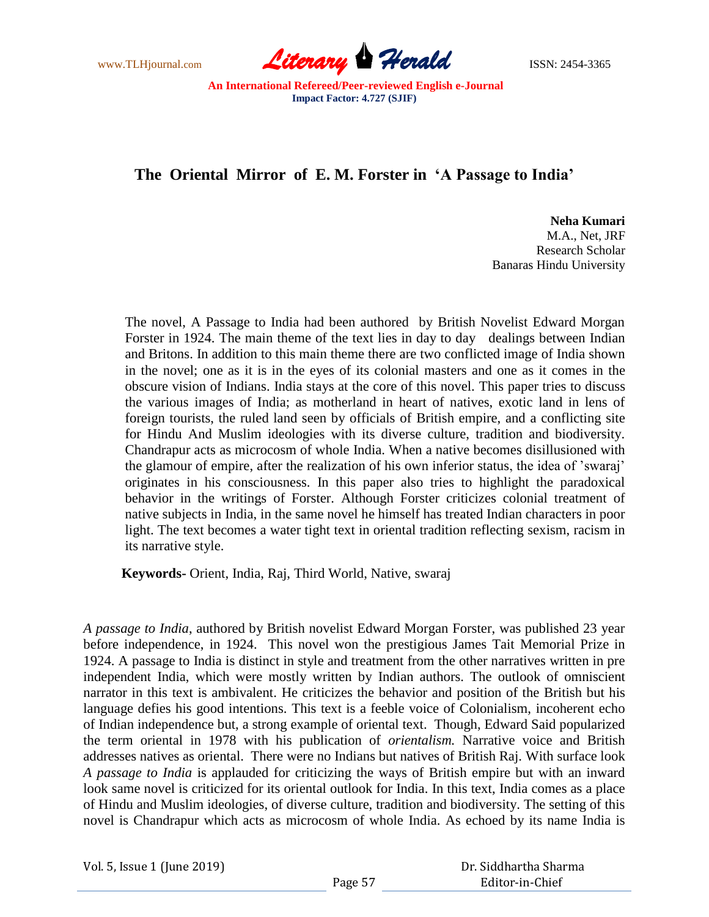# The Oriental Mirror of E. M. Forster in 'A Passage to India'

**Neha Kumari**
M.A., Net, JRF
Research Scholar
Banaras Hindu University

The novel, A Passage to India had been authored by British Novelist Edward Morgan Forster in 1924. The main theme of the text lies in day to day dealings between Indian and Britons. In addition to this main theme there are two conflicted image of India shown in the novel; one as it is in the eyes of its colonial masters and one as it comes in the obscure vision of Indians. India stays at the core of this novel. This paper tries to discuss the various images of India; as motherland in heart of natives, exotic land in lens of foreign tourists, the ruled land seen by officials of British empire, and a conflicting site for Hindu And Muslim ideologies with its diverse culture, tradition and biodiversity. Chandrapur acts as microcosm of whole India. When a native becomes disillusioned with the glamour of empire, after the realization of his own inferior status, the idea of 'swaraj' originates in his consciousness. In this paper also tries to highlight the paradoxical behavior in the writings of Forster. Although Forster criticizes colonial treatment of native subjects in India, in the same novel he himself has treated Indian characters in poor light. The text becomes a water tight text in oriental tradition reflecting sexism, racism in its narrative style.

**Keywords-** Orient, India, Raj, Third World, Native, swaraj

*A passage to India*, authored by British novelist Edward Morgan Forster, was published 23 year before independence, in 1924. This novel won the prestigious James Tait Memorial Prize in 1924. A passage to India is distinct in style and treatment from the other narratives written in pre independent India, which were mostly written by Indian authors. The outlook of omniscient narrator in this text is ambivalent. He criticizes the behavior and position of the British but his language defies his good intentions. This text is a feeble voice of Colonialism, incoherent echo of Indian independence but, a strong example of oriental text. Though, Edward Said popularized the term oriental in 1978 with his publication of *orientalism.* Narrative voice and British addresses natives as oriental. There were no Indians but natives of British Raj. With surface look *A passage to India* is applauded for criticizing the ways of British empire but with an inward look same novel is criticized for its oriental outlook for India. In this text, India comes as a place of Hindu and Muslim ideologies, of diverse culture, tradition and biodiversity. The setting of this novel is Chandrapur which acts as microcosm of whole India. As echoed by its name India is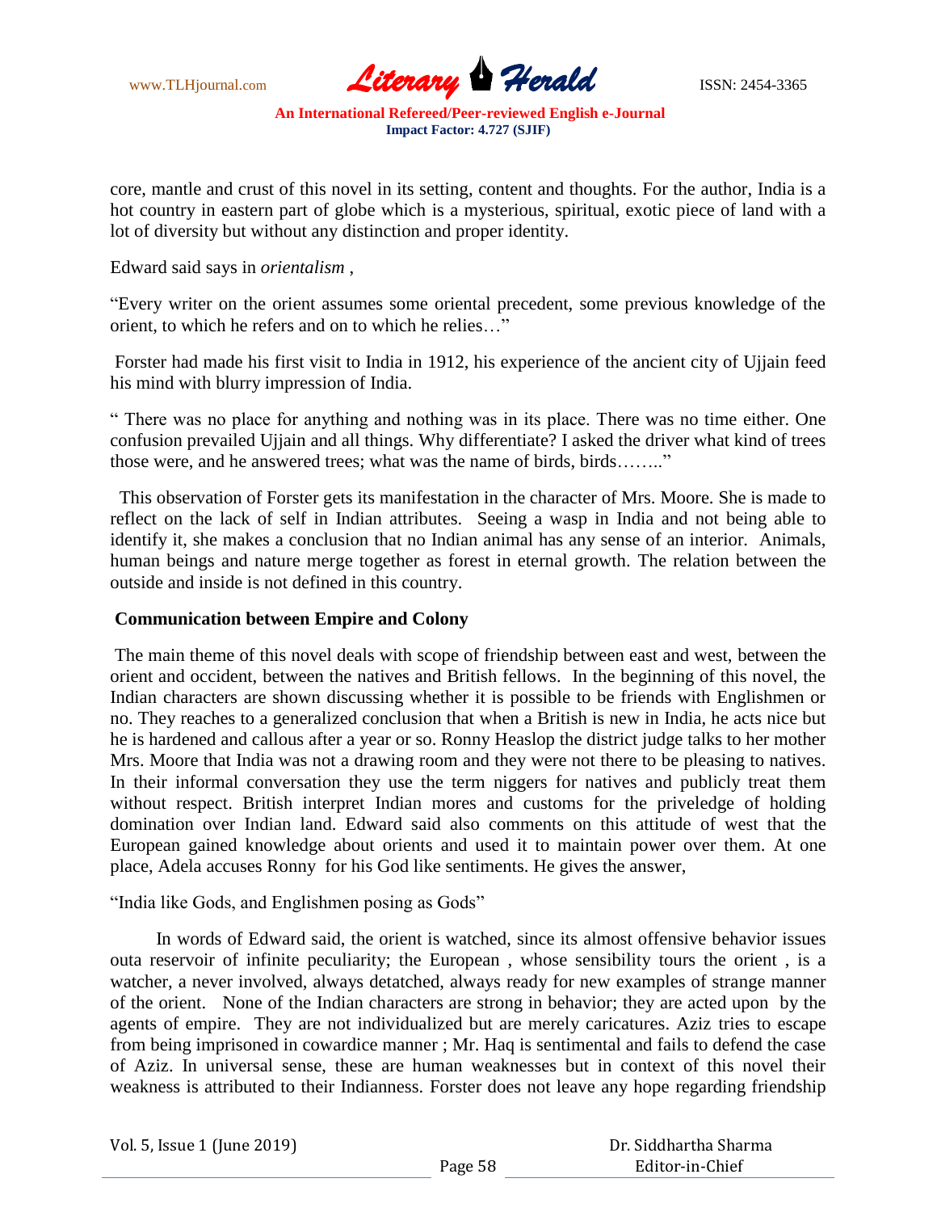core, mantle and crust of this novel in its setting, content and thoughts. For the author, India is a hot country in eastern part of globe which is a mysterious, spiritual, exotic piece of land with a lot of diversity but without any distinction and proper identity.

Edward said says in *orientalism* ,

"Every writer on the orient assumes some oriental precedent, some previous knowledge of the orient, to which he refers and on to which he relies…"

Forster had made his first visit to India in 1912, his experience of the ancient city of Ujjain feed his mind with blurry impression of India.

" There was no place for anything and nothing was in its place. There was no time either. One confusion prevailed Ujjain and all things. Why differentiate? I asked the driver what kind of trees those were, and he answered trees; what was the name of birds, birds…….."

This observation of Forster gets its manifestation in the character of Mrs. Moore. She is made to reflect on the lack of self in Indian attributes. Seeing a wasp in India and not being able to identify it, she makes a conclusion that no Indian animal has any sense of an interior. Animals, human beings and nature merge together as forest in eternal growth. The relation between the outside and inside is not defined in this country.

**Communication between Empire and Colony**

The main theme of this novel deals with scope of friendship between east and west, between the orient and occident, between the natives and British fellows. In the beginning of this novel, the Indian characters are shown discussing whether it is possible to be friends with Englishmen or no. They reaches to a generalized conclusion that when a British is new in India, he acts nice but he is hardened and callous after a year or so. Ronny Heaslop the district judge talks to her mother Mrs. Moore that India was not a drawing room and they were not there to be pleasing to natives. In their informal conversation they use the term niggers for natives and publicly treat them without respect. British interpret Indian mores and customs for the priveledge of holding domination over Indian land. Edward said also comments on this attitude of west that the European gained knowledge about orients and used it to maintain power over them. At one place, Adela accuses Ronny for his God like sentiments. He gives the answer,

"India like Gods, and Englishmen posing as Gods"

In words of Edward said, the orient is watched, since its almost offensive behavior issues outa reservoir of infinite peculiarity; the European , whose sensibility tours the orient , is a watcher, a never involved, always detatched, always ready for new examples of strange manner of the orient. None of the Indian characters are strong in behavior; they are acted upon by the agents of empire. They are not individualized but are merely caricatures. Aziz tries to escape from being imprisoned in cowardice manner ; Mr. Haq is sentimental and fails to defend the case of Aziz. In universal sense, these are human weaknesses but in context of this novel their weakness is attributed to their Indianness. Forster does not leave any hope regarding friendship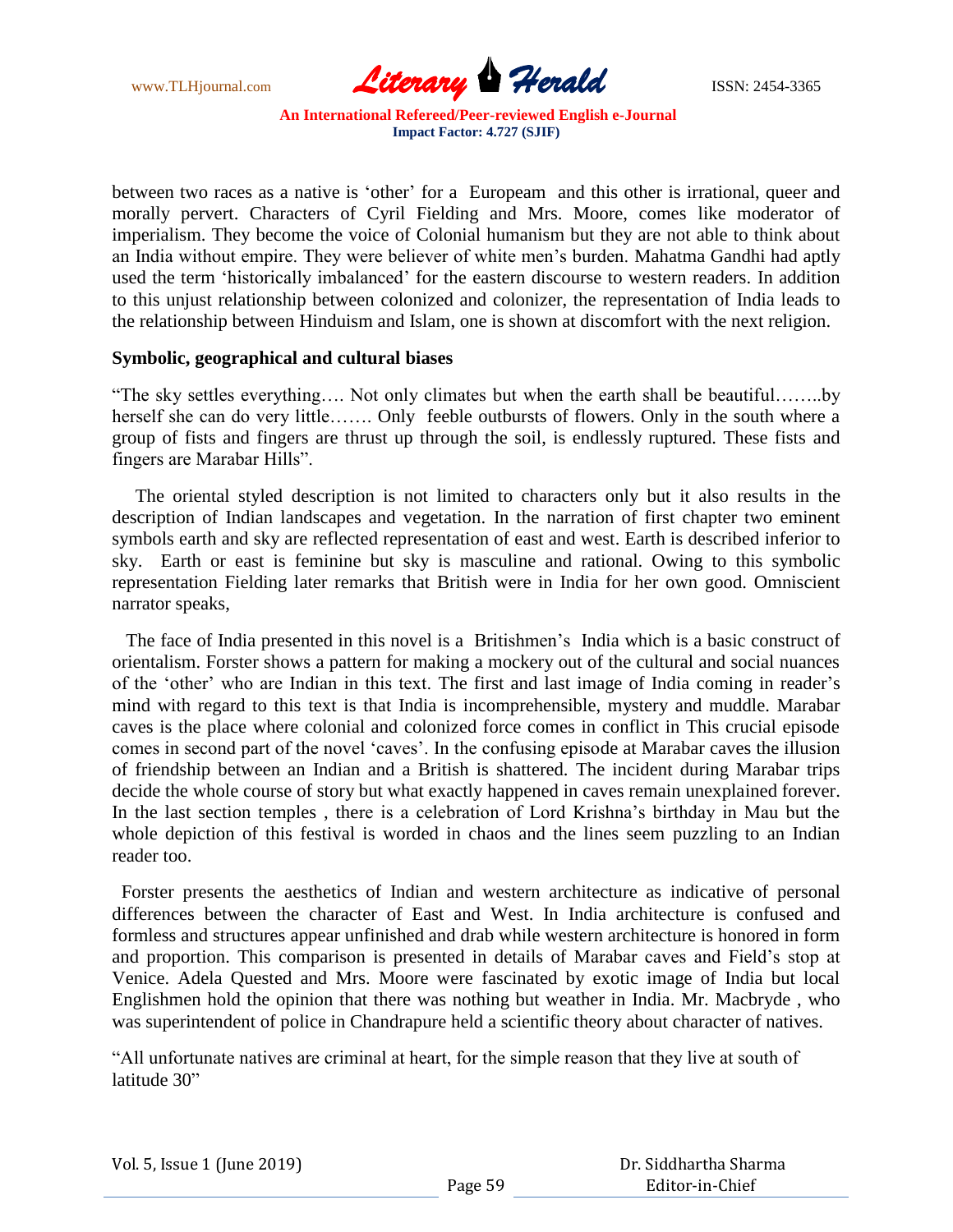between two races as a native is 'other' for a Europeam and this other is irrational, queer and morally pervert. Characters of Cyril Fielding and Mrs. Moore, comes like moderator of imperialism. They become the voice of Colonial humanism but they are not able to think about an India without empire. They were believer of white men's burden. Mahatma Gandhi had aptly used the term 'historically imbalanced' for the eastern discourse to western readers. In addition to this unjust relationship between colonized and colonizer, the representation of India leads to the relationship between Hinduism and Islam, one is shown at discomfort with the next religion.

**Symbolic, geographical and cultural biases**

"The sky settles everything…. Not only climates but when the earth shall be beautiful……..by herself she can do very little……. Only feeble outbursts of flowers. Only in the south where a group of fists and fingers are thrust up through the soil, is endlessly ruptured. These fists and fingers are Marabar Hills".

The oriental styled description is not limited to characters only but it also results in the description of Indian landscapes and vegetation. In the narration of first chapter two eminent symbols earth and sky are reflected representation of east and west. Earth is described inferior to sky. Earth or east is feminine but sky is masculine and rational. Owing to this symbolic representation Fielding later remarks that British were in India for her own good. Omniscient narrator speaks,

The face of India presented in this novel is a Britishmen's India which is a basic construct of orientalism. Forster shows a pattern for making a mockery out of the cultural and social nuances of the 'other' who are Indian in this text. The first and last image of India coming in reader's mind with regard to this text is that India is incomprehensible, mystery and muddle. Marabar caves is the place where colonial and colonized force comes in conflict in This crucial episode comes in second part of the novel 'caves'. In the confusing episode at Marabar caves the illusion of friendship between an Indian and a British is shattered. The incident during Marabar trips decide the whole course of story but what exactly happened in caves remain unexplained forever. In the last section temples , there is a celebration of Lord Krishna's birthday in Mau but the whole depiction of this festival is worded in chaos and the lines seem puzzling to an Indian reader too.

Forster presents the aesthetics of Indian and western architecture as indicative of personal differences between the character of East and West. In India architecture is confused and formless and structures appear unfinished and drab while western architecture is honored in form and proportion. This comparison is presented in details of Marabar caves and Field's stop at Venice. Adela Quested and Mrs. Moore were fascinated by exotic image of India but local Englishmen hold the opinion that there was nothing but weather in India. Mr. Macbryde , who was superintendent of police in Chandrapure held a scientific theory about character of natives.

"All unfortunate natives are criminal at heart, for the simple reason that they live at south of latitude 30"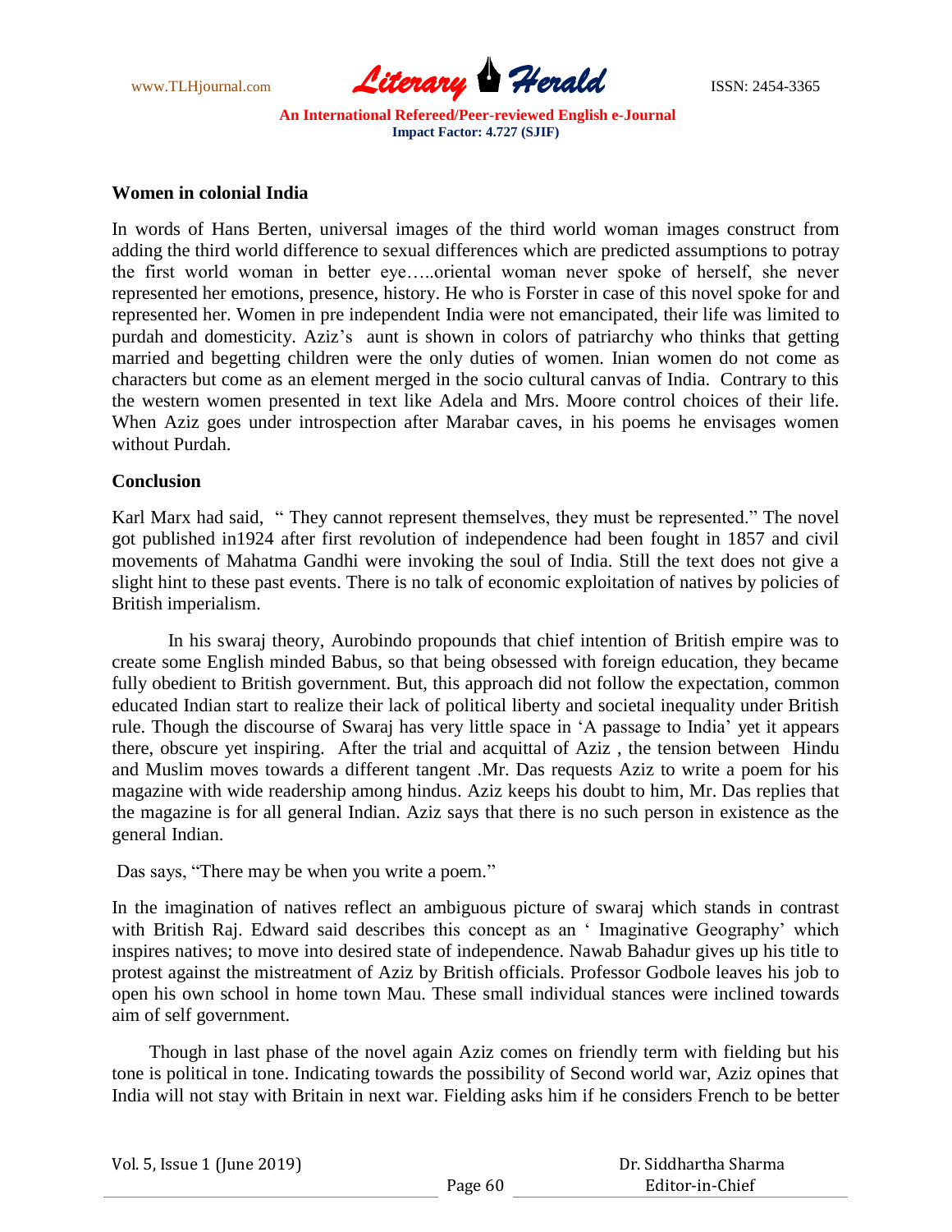**Women in colonial India**

In words of Hans Berten, universal images of the third world woman images construct from adding the third world difference to sexual differences which are predicted assumptions to potray the first world woman in better eye…..oriental woman never spoke of herself, she never represented her emotions, presence, history. He who is Forster in case of this novel spoke for and represented her. Women in pre independent India were not emancipated, their life was limited to purdah and domesticity. Aziz's aunt is shown in colors of patriarchy who thinks that getting married and begetting children were the only duties of women. Inian women do not come as characters but come as an element merged in the socio cultural canvas of India. Contrary to this the western women presented in text like Adela and Mrs. Moore control choices of their life. When Aziz goes under introspection after Marabar caves, in his poems he envisages women without Purdah.

**Conclusion**

Karl Marx had said, " They cannot represent themselves, they must be represented." The novel got published in1924 after first revolution of independence had been fought in 1857 and civil movements of Mahatma Gandhi were invoking the soul of India. Still the text does not give a slight hint to these past events. There is no talk of economic exploitation of natives by policies of British imperialism.

In his swaraj theory, Aurobindo propounds that chief intention of British empire was to create some English minded Babus, so that being obsessed with foreign education, they became fully obedient to British government. But, this approach did not follow the expectation, common educated Indian start to realize their lack of political liberty and societal inequality under British rule. Though the discourse of Swaraj has very little space in 'A passage to India' yet it appears there, obscure yet inspiring. After the trial and acquittal of Aziz , the tension between Hindu and Muslim moves towards a different tangent .Mr. Das requests Aziz to write a poem for his magazine with wide readership among hindus. Aziz keeps his doubt to him, Mr. Das replies that the magazine is for all general Indian. Aziz says that there is no such person in existence as the general Indian.

Das says, "There may be when you write a poem."

In the imagination of natives reflect an ambiguous picture of swaraj which stands in contrast with British Raj. Edward said describes this concept as an ' Imaginative Geography' which inspires natives; to move into desired state of independence. Nawab Bahadur gives up his title to protest against the mistreatment of Aziz by British officials. Professor Godbole leaves his job to open his own school in home town Mau. These small individual stances were inclined towards aim of self government.

Though in last phase of the novel again Aziz comes on friendly term with fielding but his tone is political in tone. Indicating towards the possibility of Second world war, Aziz opines that India will not stay with Britain in next war. Fielding asks him if he considers French to be better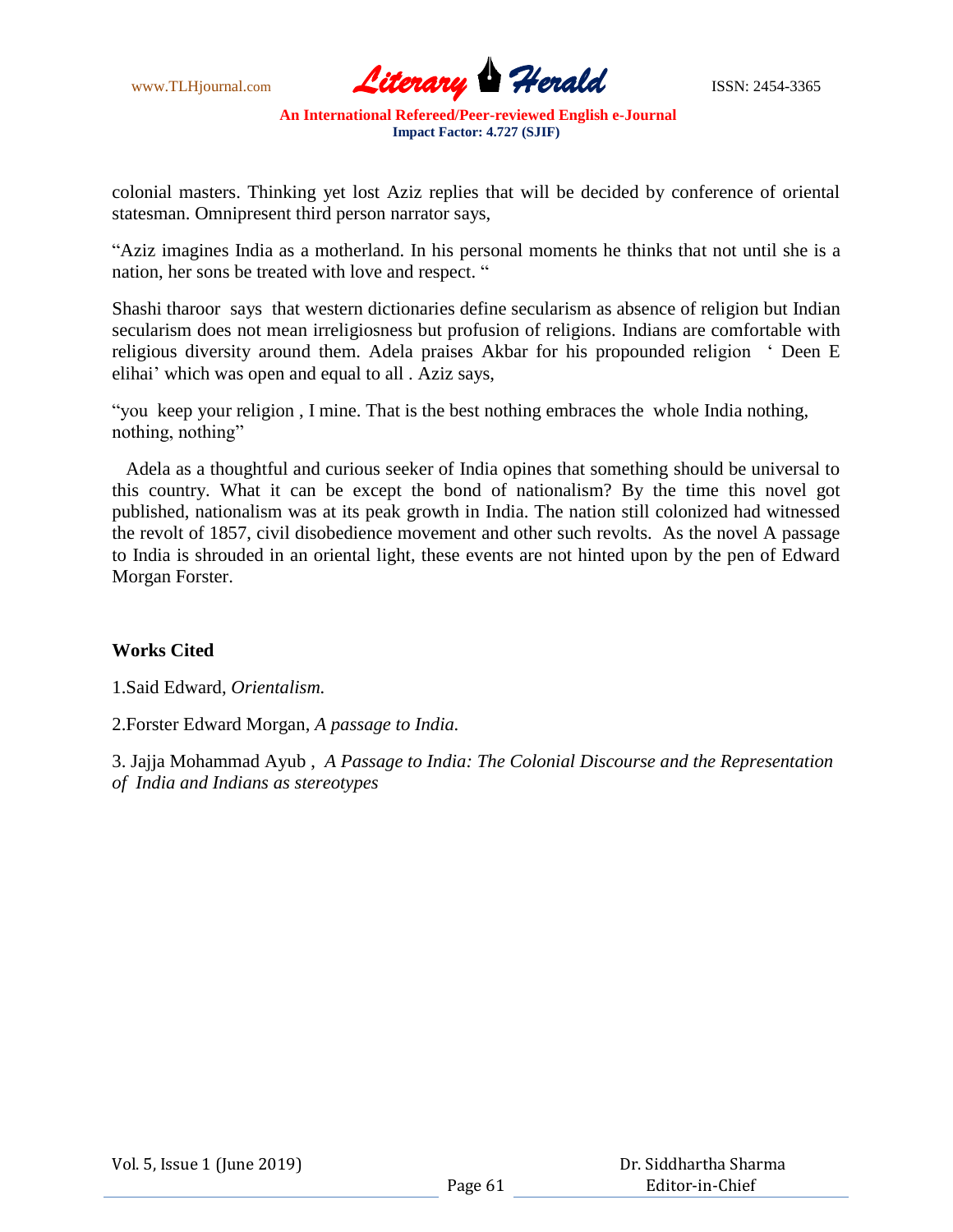colonial masters. Thinking yet lost Aziz replies that will be decided by conference of oriental statesman. Omnipresent third person narrator says,

"Aziz imagines India as a motherland. In his personal moments he thinks that not until she is a nation, her sons be treated with love and respect. "

Shashi tharoor says that western dictionaries define secularism as absence of religion but Indian secularism does not mean irreligiosness but profusion of religions. Indians are comfortable with religious diversity around them. Adela praises Akbar for his propounded religion ' Deen E elihai' which was open and equal to all . Aziz says,

"you keep your religion , I mine. That is the best nothing embraces the whole India nothing, nothing, nothing"

Adela as a thoughtful and curious seeker of India opines that something should be universal to this country. What it can be except the bond of nationalism? By the time this novel got published, nationalism was at its peak growth in India. The nation still colonized had witnessed the revolt of 1857, civil disobedience movement and other such revolts. As the novel A passage to India is shrouded in an oriental light, these events are not hinted upon by the pen of Edward Morgan Forster.

## Works Cited

1.Said Edward, *Orientalism.*

2.Forster Edward Morgan, *A passage to India.*

3. Jajja Mohammad Ayub , *A Passage to India: The Colonial Discourse and the Representation of India and Indians as stereotypes*